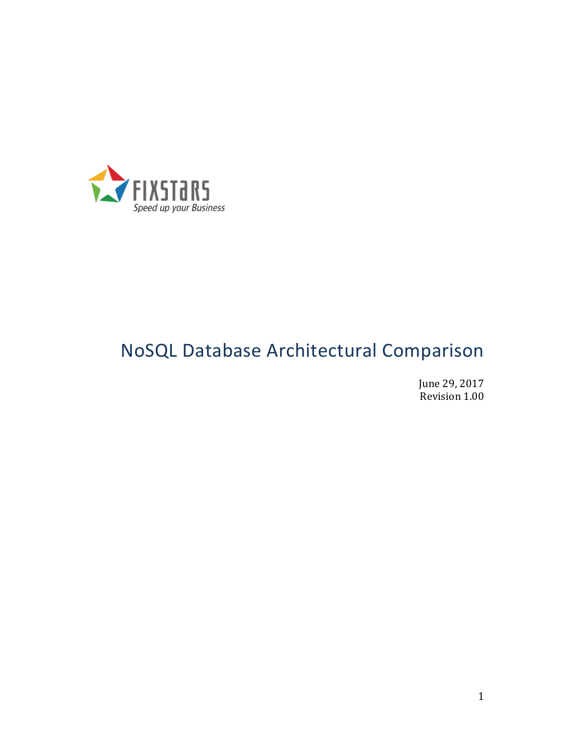FIXSTARS

*Speed up your Business*

# NoSQL Database Architectural Comparison

June 29, 2017

Revision 1.00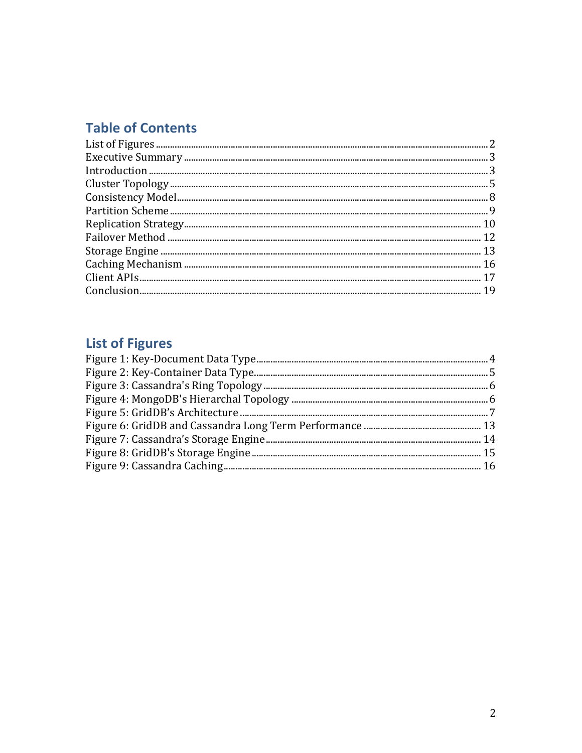## Table of Contents

List of Figures ........ 2
Executive Summary ........ 3
Introduction ........ 3
Cluster Topology ........ 5
Consistency Model ........ 8
Partition Scheme ........ 9
Replication Strategy ........ 10
Failover Method ........ 12
Storage Engine ........ 13
Caching Mechanism ........ 16
Client APIs ........ 17
Conclusion ........ 19

## List of Figures

Figure 1: Key-Document Data Type ........ 4
Figure 2: Key-Container Data Type ........ 5
Figure 3: Cassandra's Ring Topology ........ 6
Figure 4: MongoDB's Hierarchal Topology ........ 6
Figure 5: GridDB's Architecture ........ 7
Figure 6: GridDB and Cassandra Long Term Performance ........ 13
Figure 7: Cassandra's Storage Engine ........ 14
Figure 8: GridDB's Storage Engine ........ 15
Figure 9: Cassandra Caching ........ 16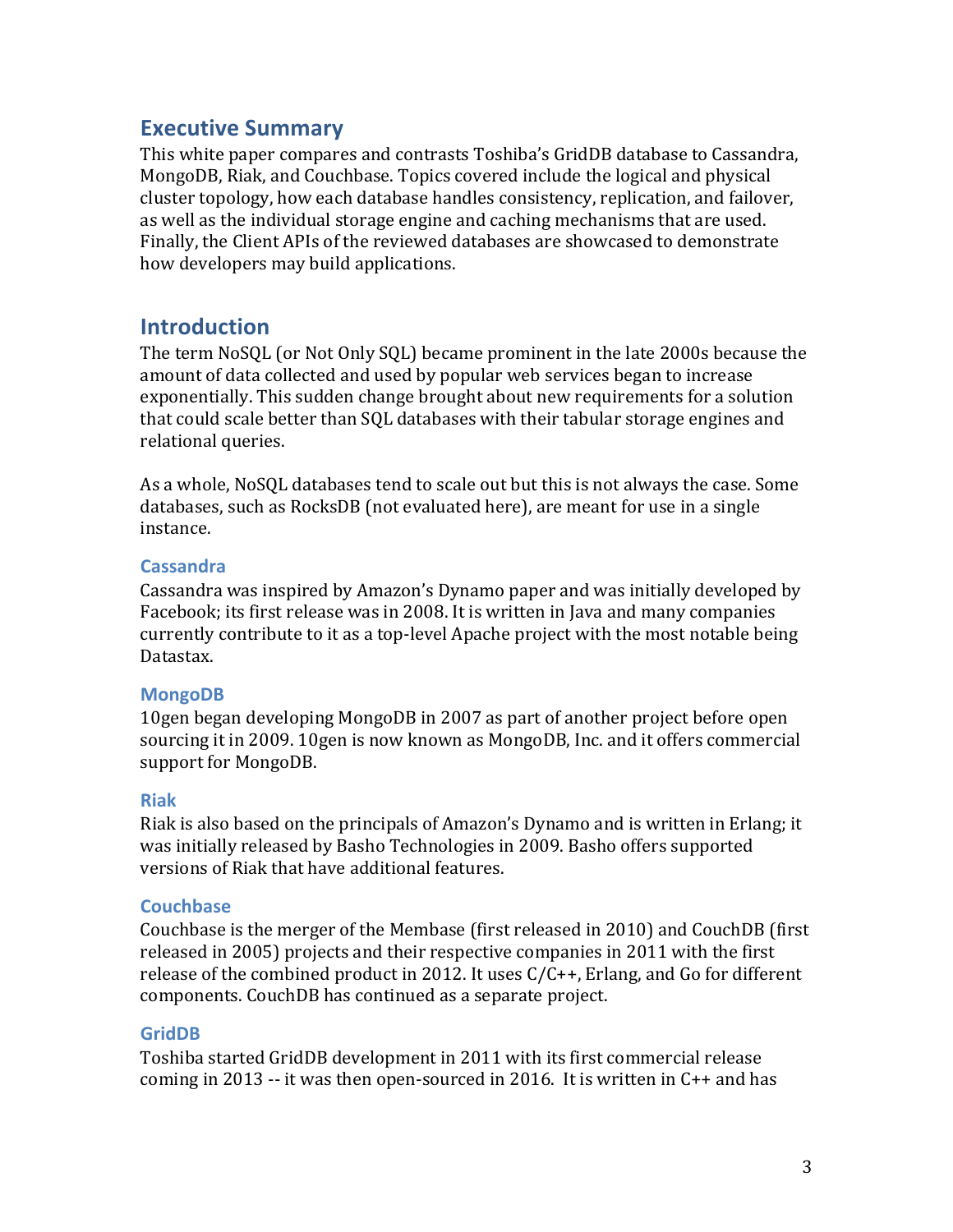## Executive Summary

This white paper compares and contrasts Toshiba's GridDB database to Cassandra, MongoDB, Riak, and Couchbase. Topics covered include the logical and physical cluster topology, how each database handles consistency, replication, and failover, as well as the individual storage engine and caching mechanisms that are used. Finally, the Client APIs of the reviewed databases are showcased to demonstrate how developers may build applications.

## Introduction

The term NoSQL (or Not Only SQL) became prominent in the late 2000s because the amount of data collected and used by popular web services began to increase exponentially. This sudden change brought about new requirements for a solution that could scale better than SQL databases with their tabular storage engines and relational queries.

As a whole, NoSQL databases tend to scale out but this is not always the case. Some databases, such as RocksDB (not evaluated here), are meant for use in a single instance.

### Cassandra

Cassandra was inspired by Amazon's Dynamo paper and was initially developed by Facebook; its first release was in 2008. It is written in Java and many companies currently contribute to it as a top-level Apache project with the most notable being Datastax.

### MongoDB

10gen began developing MongoDB in 2007 as part of another project before open sourcing it in 2009. 10gen is now known as MongoDB, Inc. and it offers commercial support for MongoDB.

### Riak

Riak is also based on the principals of Amazon's Dynamo and is written in Erlang; it was initially released by Basho Technologies in 2009. Basho offers supported versions of Riak that have additional features.

### Couchbase

Couchbase is the merger of the Membase (first released in 2010) and CouchDB (first released in 2005) projects and their respective companies in 2011 with the first release of the combined product in 2012. It uses C/C++, Erlang, and Go for different components. CouchDB has continued as a separate project.

### GridDB

Toshiba started GridDB development in 2011 with its first commercial release coming in 2013 -- it was then open-sourced in 2016. It is written in C++ and has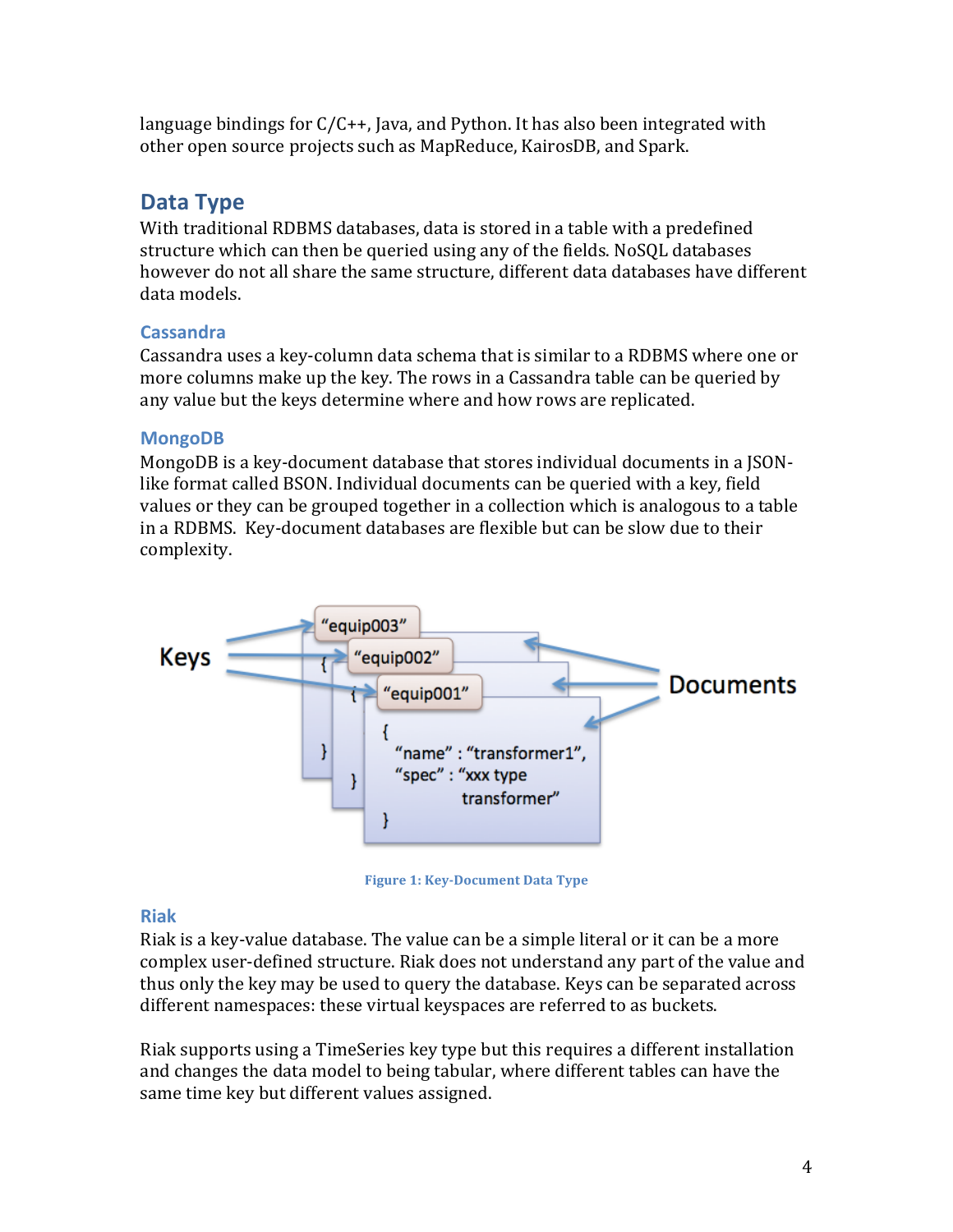language bindings for C/C++, Java, and Python. It has also been integrated with other open source projects such as MapReduce, KairosDB, and Spark.

## Data Type

With traditional RDBMS databases, data is stored in a table with a predefined structure which can then be queried using any of the fields. NoSQL databases however do not all share the same structure, different data databases have different data models.

### Cassandra

Cassandra uses a key-column data schema that is similar to a RDBMS where one or more columns make up the key. The rows in a Cassandra table can be queried by any value but the keys determine where and how rows are replicated.

### MongoDB

MongoDB is a key-document database that stores individual documents in a JSON-like format called BSON. Individual documents can be queried with a key, field values or they can be grouped together in a collection which is analogous to a table in a RDBMS. Key-document databases are flexible but can be slow due to their complexity.

Figure 1: Key-Document Data Type

### Riak

Riak is a key-value database. The value can be a simple literal or it can be a more complex user-defined structure. Riak does not understand any part of the value and thus only the key may be used to query the database. Keys can be separated across different namespaces: these virtual keyspaces are referred to as buckets.

Riak supports using a TimeSeries key type but this requires a different installation and changes the data model to being tabular, where different tables can have the same time key but different values assigned.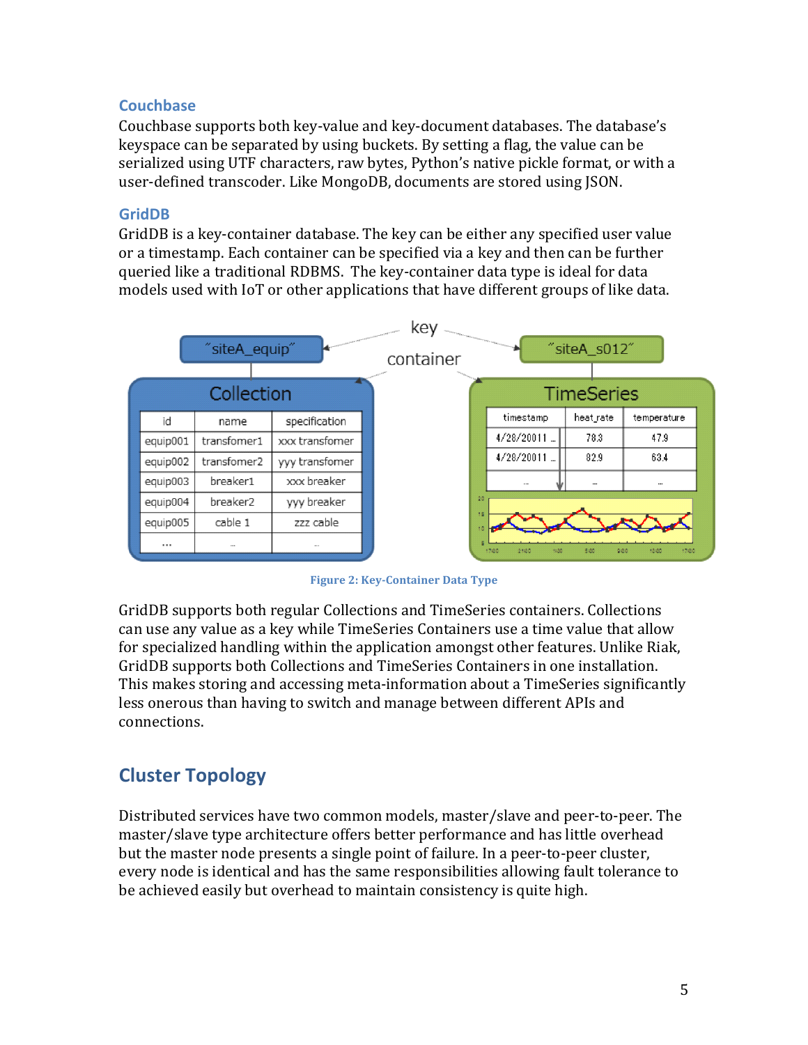### Couchbase

Couchbase supports both key-value and key-document databases. The database's keyspace can be separated by using buckets. By setting a flag, the value can be serialized using UTF characters, raw bytes, Python's native pickle format, or with a user-defined transcoder. Like MongoDB, documents are stored using JSON.

### GridDB

GridDB is a key-container database. The key can be either any specified user value or a timestamp. Each container can be specified via a key and then can be further queried like a traditional RDBMS. The key-container data type is ideal for data models used with IoT or other applications that have different groups of like data.

Figure 2: Key-Container Data Type

GridDB supports both regular Collections and TimeSeries containers. Collections can use any value as a key while TimeSeries Containers use a time value that allow for specialized handling within the application amongst other features. Unlike Riak, GridDB supports both Collections and TimeSeries Containers in one installation. This makes storing and accessing meta-information about a TimeSeries significantly less onerous than having to switch and manage between different APIs and connections.

## Cluster Topology

Distributed services have two common models, master/slave and peer-to-peer. The master/slave type architecture offers better performance and has little overhead but the master node presents a single point of failure. In a peer-to-peer cluster, every node is identical and has the same responsibilities allowing fault tolerance to be achieved easily but overhead to maintain consistency is quite high.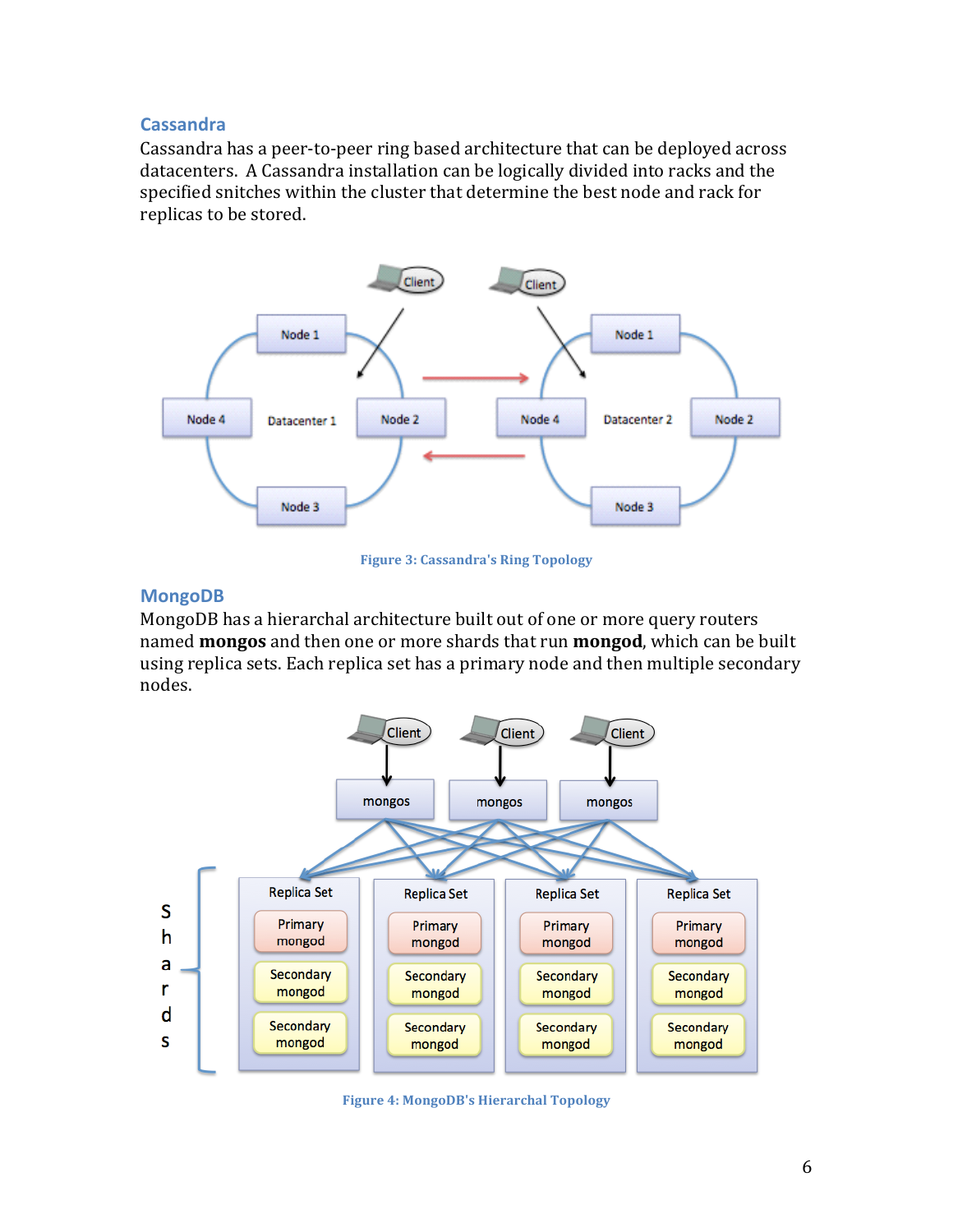## Cassandra

Cassandra has a peer-to-peer ring based architecture that can be deployed across datacenters. A Cassandra installation can be logically divided into racks and the specified snitches within the cluster that determine the best node and rack for replicas to be stored.

Figure 3: Cassandra's Ring Topology

## MongoDB

MongoDB has a hierarchal architecture built out of one or more query routers named **mongos** and then one or more shards that run **mongod**, which can be built using replica sets. Each replica set has a primary node and then multiple secondary nodes.

Figure 4: MongoDB's Hierarchal Topology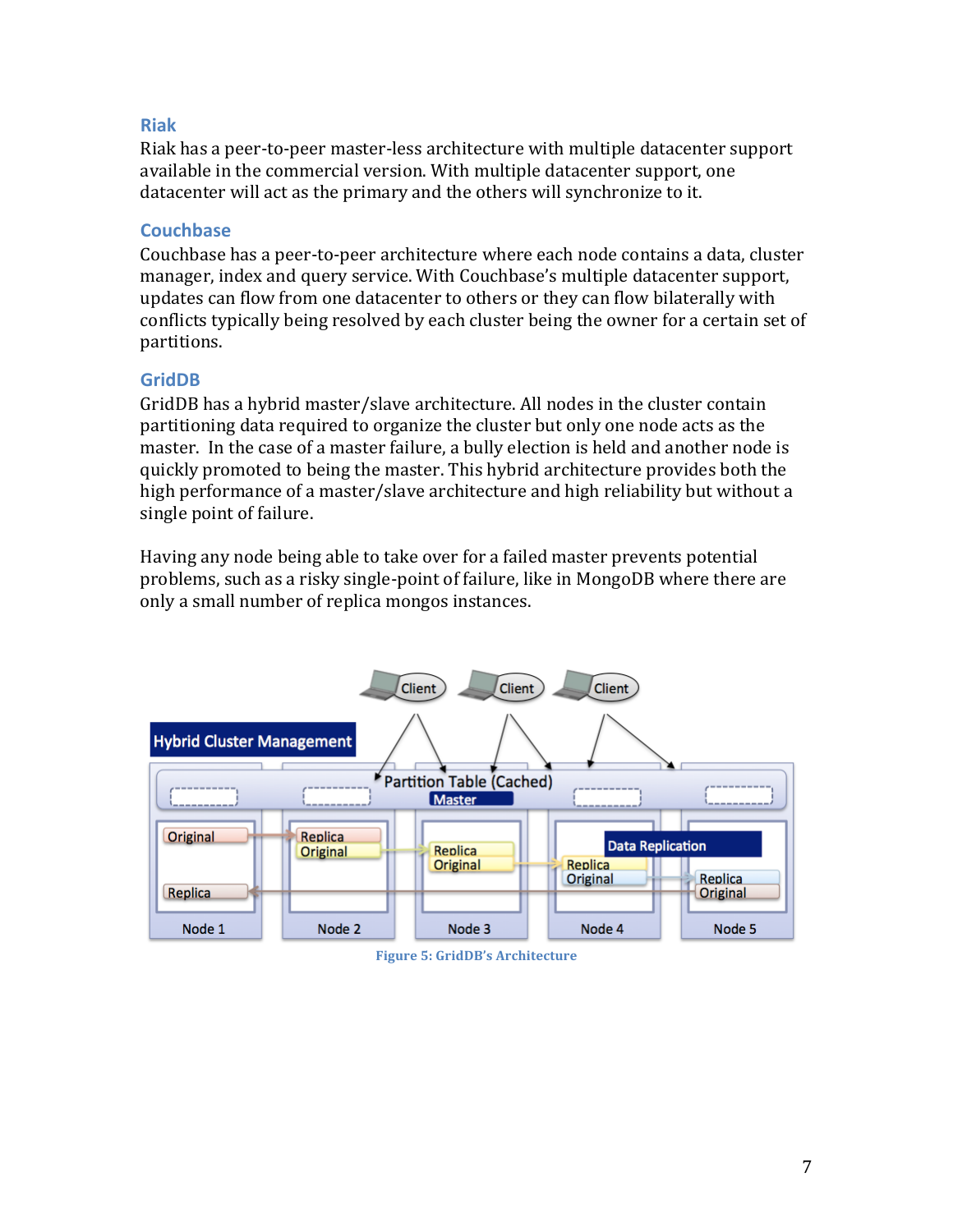### Riak

Riak has a peer-to-peer master-less architecture with multiple datacenter support available in the commercial version. With multiple datacenter support, one datacenter will act as the primary and the others will synchronize to it.

### Couchbase

Couchbase has a peer-to-peer architecture where each node contains a data, cluster manager, index and query service. With Couchbase's multiple datacenter support, updates can flow from one datacenter to others or they can flow bilaterally with conflicts typically being resolved by each cluster being the owner for a certain set of partitions.

### GridDB

GridDB has a hybrid master/slave architecture. All nodes in the cluster contain partitioning data required to organize the cluster but only one node acts as the master. In the case of a master failure, a bully election is held and another node is quickly promoted to being the master. This hybrid architecture provides both the high performance of a master/slave architecture and high reliability but without a single point of failure.

Having any node being able to take over for a failed master prevents potential problems, such as a risky single-point of failure, like in MongoDB where there are only a small number of replica mongos instances.

Figure 5: GridDB's Architecture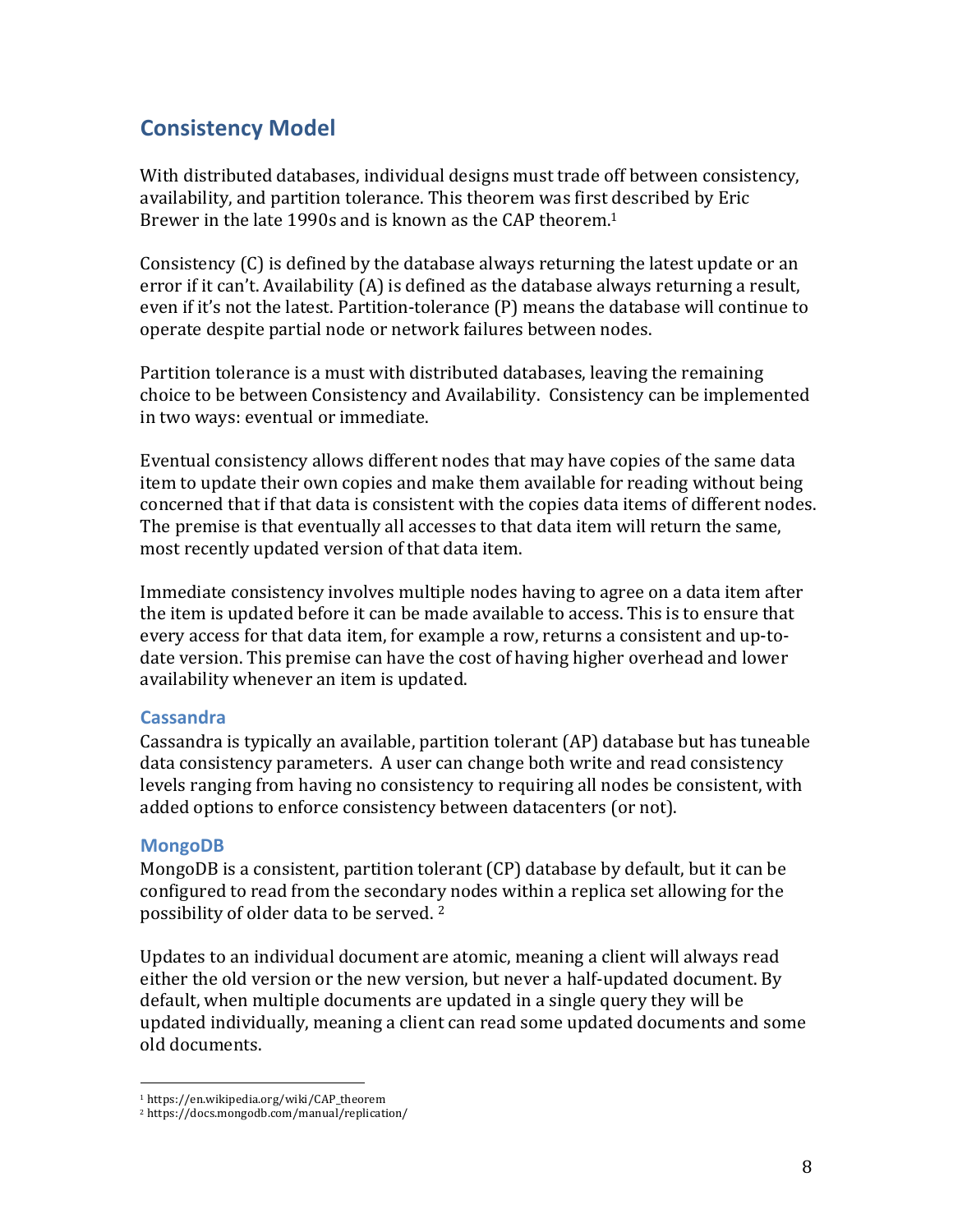## Consistency Model

With distributed databases, individual designs must trade off between consistency, availability, and partition tolerance. This theorem was first described by Eric Brewer in the late 1990s and is known as the CAP theorem.[1]

Consistency (C) is defined by the database always returning the latest update or an error if it can't. Availability (A) is defined as the database always returning a result, even if it's not the latest. Partition-tolerance (P) means the database will continue to operate despite partial node or network failures between nodes.

Partition tolerance is a must with distributed databases, leaving the remaining choice to be between Consistency and Availability. Consistency can be implemented in two ways: eventual or immediate.

Eventual consistency allows different nodes that may have copies of the same data item to update their own copies and make them available for reading without being concerned that if that data is consistent with the copies data items of different nodes. The premise is that eventually all accesses to that data item will return the same, most recently updated version of that data item.

Immediate consistency involves multiple nodes having to agree on a data item after the item is updated before it can be made available to access. This is to ensure that every access for that data item, for example a row, returns a consistent and up-to-date version. This premise can have the cost of having higher overhead and lower availability whenever an item is updated.

### Cassandra

Cassandra is typically an available, partition tolerant (AP) database but has tuneable data consistency parameters. A user can change both write and read consistency levels ranging from having no consistency to requiring all nodes be consistent, with added options to enforce consistency between datacenters (or not).

### MongoDB

MongoDB is a consistent, partition tolerant (CP) database by default, but it can be configured to read from the secondary nodes within a replica set allowing for the possibility of older data to be served. [2]

Updates to an individual document are atomic, meaning a client will always read either the old version or the new version, but never a half-updated document. By default, when multiple documents are updated in a single query they will be updated individually, meaning a client can read some updated documents and some old documents.

---

[1] https://en.wikipedia.org/wiki/CAP_theorem

[2] https://docs.mongodb.com/manual/replication/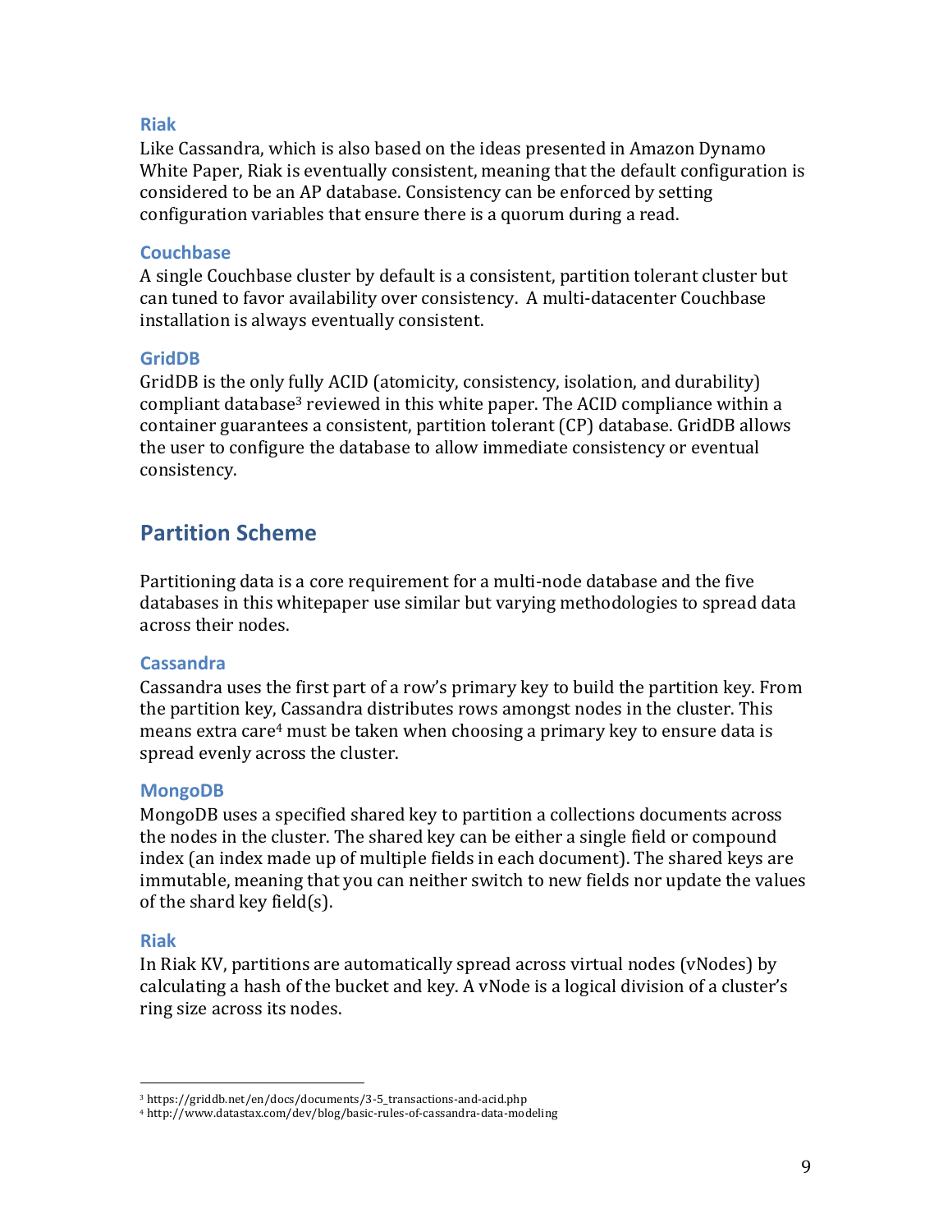### Riak

Like Cassandra, which is also based on the ideas presented in Amazon Dynamo White Paper, Riak is eventually consistent, meaning that the default configuration is considered to be an AP database. Consistency can be enforced by setting configuration variables that ensure there is a quorum during a read.

### Couchbase

A single Couchbase cluster by default is a consistent, partition tolerant cluster but can tuned to favor availability over consistency. A multi-datacenter Couchbase installation is always eventually consistent.

### GridDB

GridDB is the only fully ACID (atomicity, consistency, isolation, and durability) compliant database[3] reviewed in this white paper. The ACID compliance within a container guarantees a consistent, partition tolerant (CP) database. GridDB allows the user to configure the database to allow immediate consistency or eventual consistency.

## Partition Scheme

Partitioning data is a core requirement for a multi-node database and the five databases in this whitepaper use similar but varying methodologies to spread data across their nodes.

### Cassandra

Cassandra uses the first part of a row's primary key to build the partition key. From the partition key, Cassandra distributes rows amongst nodes in the cluster. This means extra care[4] must be taken when choosing a primary key to ensure data is spread evenly across the cluster.

### MongoDB

MongoDB uses a specified shared key to partition a collections documents across the nodes in the cluster. The shared key can be either a single field or compound index (an index made up of multiple fields in each document). The shared keys are immutable, meaning that you can neither switch to new fields nor update the values of the shard key field(s).

### Riak

In Riak KV, partitions are automatically spread across virtual nodes (vNodes) by calculating a hash of the bucket and key. A vNode is a logical division of a cluster's ring size across its nodes.

---

[3] https://griddb.net/en/docs/documents/3-5_transactions-and-acid.php

[4] http://www.datastax.com/dev/blog/basic-rules-of-cassandra-data-modeling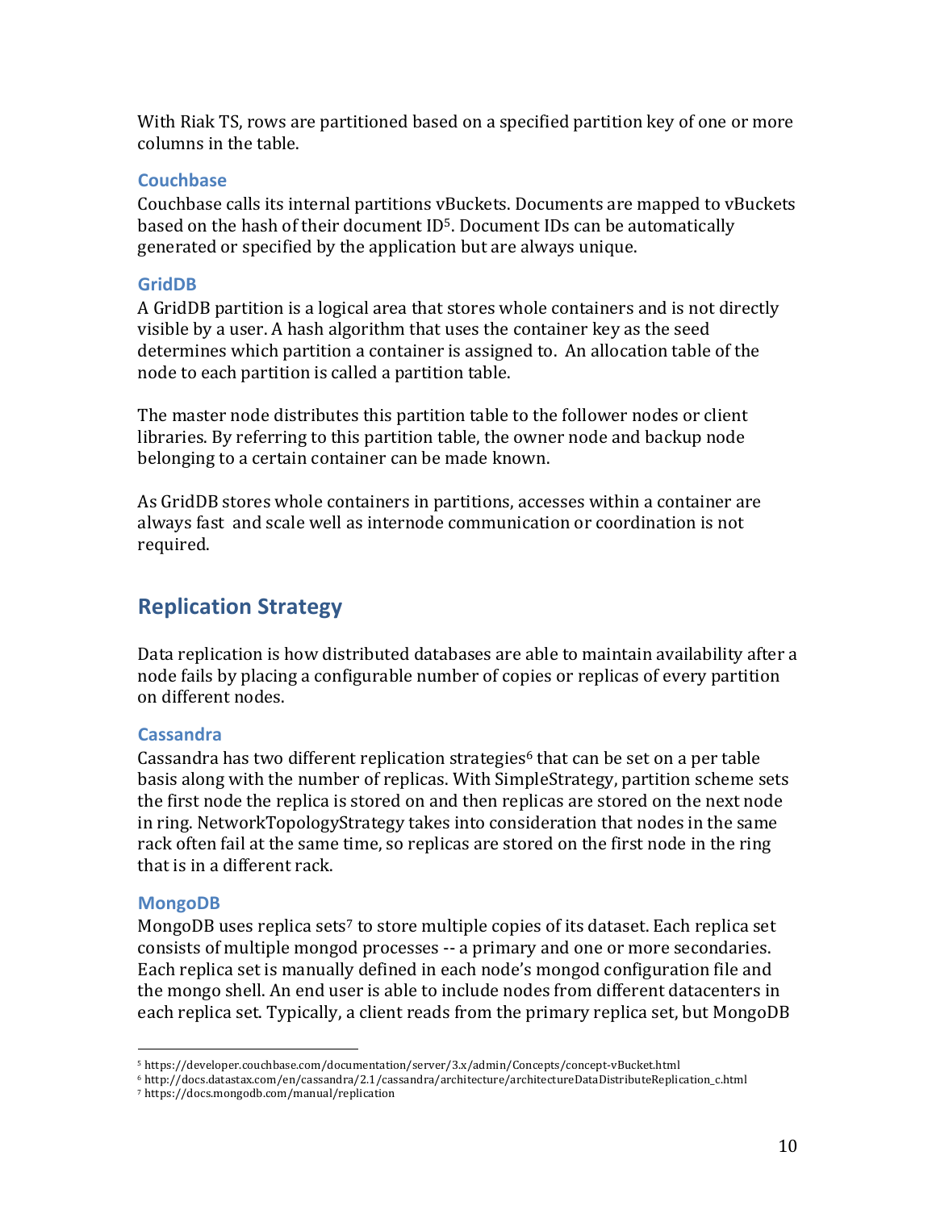With Riak TS, rows are partitioned based on a specified partition key of one or more columns in the table.

### Couchbase

Couchbase calls its internal partitions vBuckets. Documents are mapped to vBuckets based on the hash of their document ID[5]. Document IDs can be automatically generated or specified by the application but are always unique.

### GridDB

A GridDB partition is a logical area that stores whole containers and is not directly visible by a user. A hash algorithm that uses the container key as the seed determines which partition a container is assigned to. An allocation table of the node to each partition is called a partition table.

The master node distributes this partition table to the follower nodes or client libraries. By referring to this partition table, the owner node and backup node belonging to a certain container can be made known.

As GridDB stores whole containers in partitions, accesses within a container are always fast and scale well as internode communication or coordination is not required.

## Replication Strategy

Data replication is how distributed databases are able to maintain availability after a node fails by placing a configurable number of copies or replicas of every partition on different nodes.

### Cassandra

Cassandra has two different replication strategies[6] that can be set on a per table basis along with the number of replicas. With SimpleStrategy, partition scheme sets the first node the replica is stored on and then replicas are stored on the next node in ring. NetworkTopologyStrategy takes into consideration that nodes in the same rack often fail at the same time, so replicas are stored on the first node in the ring that is in a different rack.

### MongoDB

MongoDB uses replica sets[7] to store multiple copies of its dataset. Each replica set consists of multiple mongod processes -- a primary and one or more secondaries. Each replica set is manually defined in each node's mongod configuration file and the mongo shell. An end user is able to include nodes from different datacenters in each replica set. Typically, a client reads from the primary replica set, but MongoDB

---

[5] https://developer.couchbase.com/documentation/server/3.x/admin/Concepts/concept-vBucket.html

[6] http://docs.datastax.com/en/cassandra/2.1/cassandra/architecture/architectureDataDistributeReplication_c.html

[7] https://docs.mongodb.com/manual/replication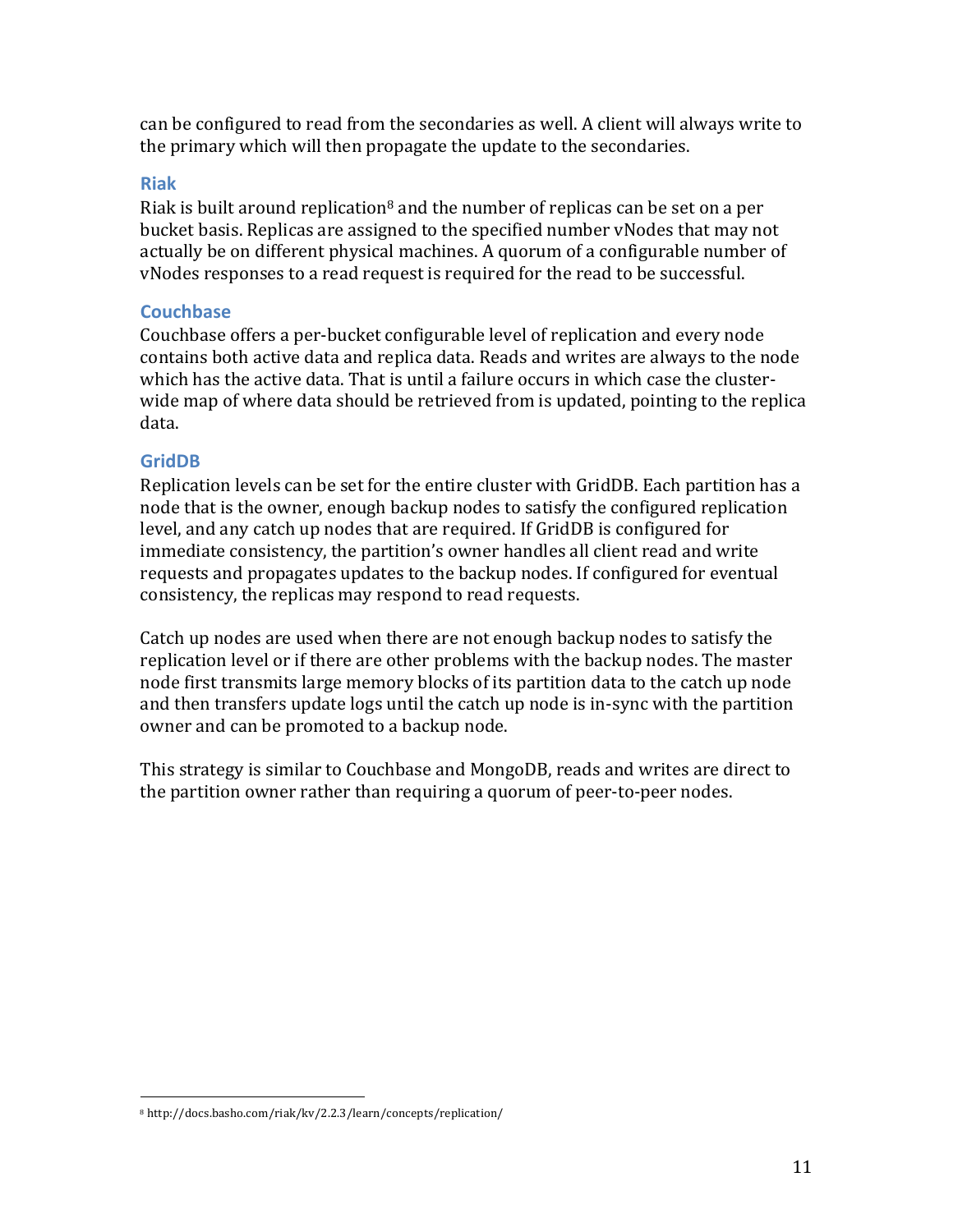can be configured to read from the secondaries as well. A client will always write to the primary which will then propagate the update to the secondaries.

### Riak

Riak is built around replication[8] and the number of replicas can be set on a per bucket basis. Replicas are assigned to the specified number vNodes that may not actually be on different physical machines. A quorum of a configurable number of vNodes responses to a read request is required for the read to be successful.

### Couchbase

Couchbase offers a per-bucket configurable level of replication and every node contains both active data and replica data. Reads and writes are always to the node which has the active data. That is until a failure occurs in which case the cluster-wide map of where data should be retrieved from is updated, pointing to the replica data.

### GridDB

Replication levels can be set for the entire cluster with GridDB. Each partition has a node that is the owner, enough backup nodes to satisfy the configured replication level, and any catch up nodes that are required. If GridDB is configured for immediate consistency, the partition's owner handles all client read and write requests and propagates updates to the backup nodes. If configured for eventual consistency, the replicas may respond to read requests.

Catch up nodes are used when there are not enough backup nodes to satisfy the replication level or if there are other problems with the backup nodes. The master node first transmits large memory blocks of its partition data to the catch up node and then transfers update logs until the catch up node is in-sync with the partition owner and can be promoted to a backup node.

This strategy is similar to Couchbase and MongoDB, reads and writes are direct to the partition owner rather than requiring a quorum of peer-to-peer nodes.

[8] http://docs.basho.com/riak/kv/2.2.3/learn/concepts/replication/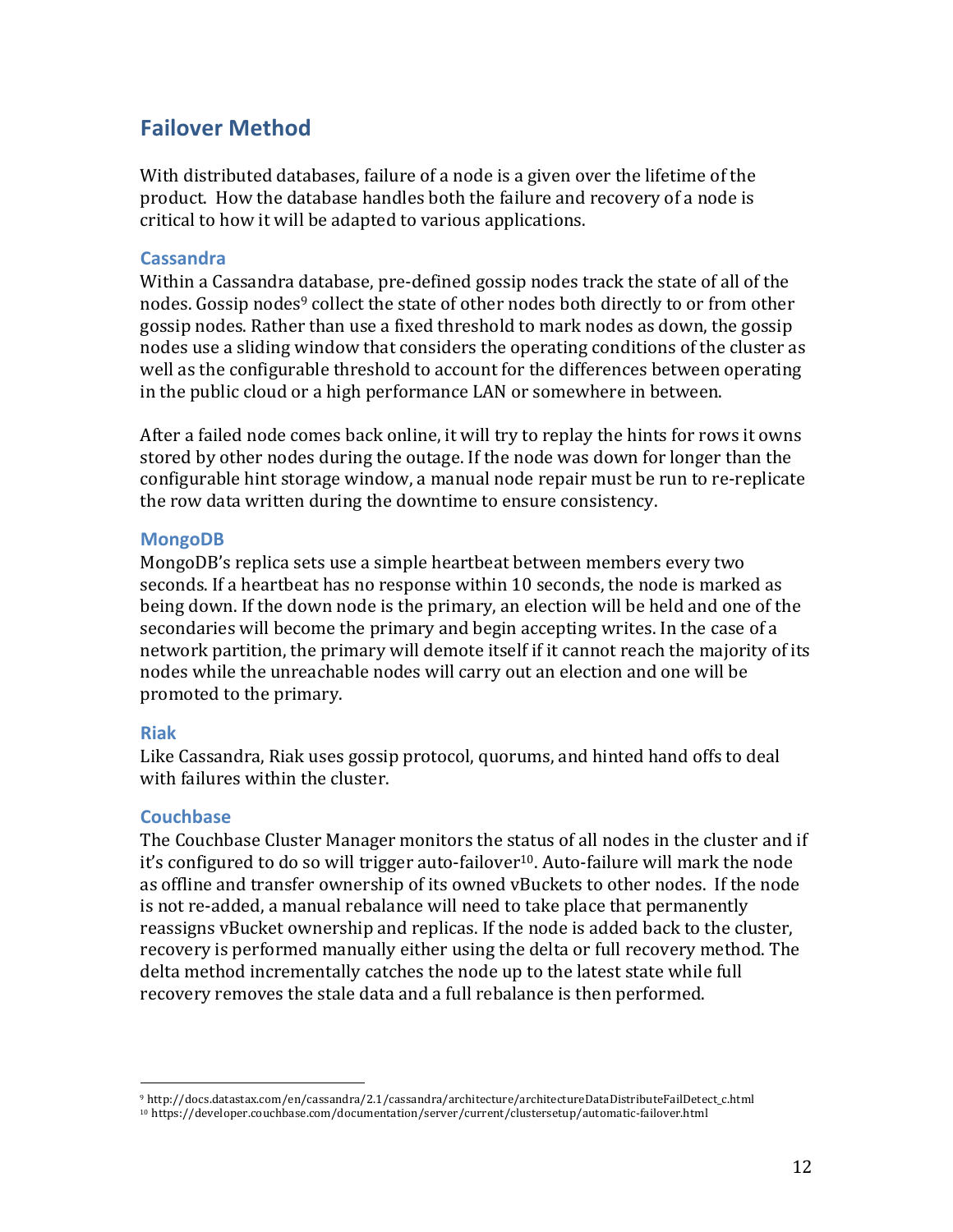## Failover Method

With distributed databases, failure of a node is a given over the lifetime of the product. How the database handles both the failure and recovery of a node is critical to how it will be adapted to various applications.

### Cassandra

Within a Cassandra database, pre-defined gossip nodes track the state of all of the nodes. Gossip nodes[9] collect the state of other nodes both directly to or from other gossip nodes. Rather than use a fixed threshold to mark nodes as down, the gossip nodes use a sliding window that considers the operating conditions of the cluster as well as the configurable threshold to account for the differences between operating in the public cloud or a high performance LAN or somewhere in between.

After a failed node comes back online, it will try to replay the hints for rows it owns stored by other nodes during the outage. If the node was down for longer than the configurable hint storage window, a manual node repair must be run to re-replicate the row data written during the downtime to ensure consistency.

### MongoDB

MongoDB's replica sets use a simple heartbeat between members every two seconds. If a heartbeat has no response within 10 seconds, the node is marked as being down. If the down node is the primary, an election will be held and one of the secondaries will become the primary and begin accepting writes. In the case of a network partition, the primary will demote itself if it cannot reach the majority of its nodes while the unreachable nodes will carry out an election and one will be promoted to the primary.

### Riak

Like Cassandra, Riak uses gossip protocol, quorums, and hinted hand offs to deal with failures within the cluster.

### Couchbase

The Couchbase Cluster Manager monitors the status of all nodes in the cluster and if it's configured to do so will trigger auto-failover[10]. Auto-failure will mark the node as offline and transfer ownership of its owned vBuckets to other nodes. If the node is not re-added, a manual rebalance will need to take place that permanently reassigns vBucket ownership and replicas. If the node is added back to the cluster, recovery is performed manually either using the delta or full recovery method. The delta method incrementally catches the node up to the latest state while full recovery removes the stale data and a full rebalance is then performed.

---

[9] http://docs.datastax.com/en/cassandra/2.1/cassandra/architecture/architectureDataDistributeFailDetect_c.html

[10] https://developer.couchbase.com/documentation/server/current/clustersetup/automatic-failover.html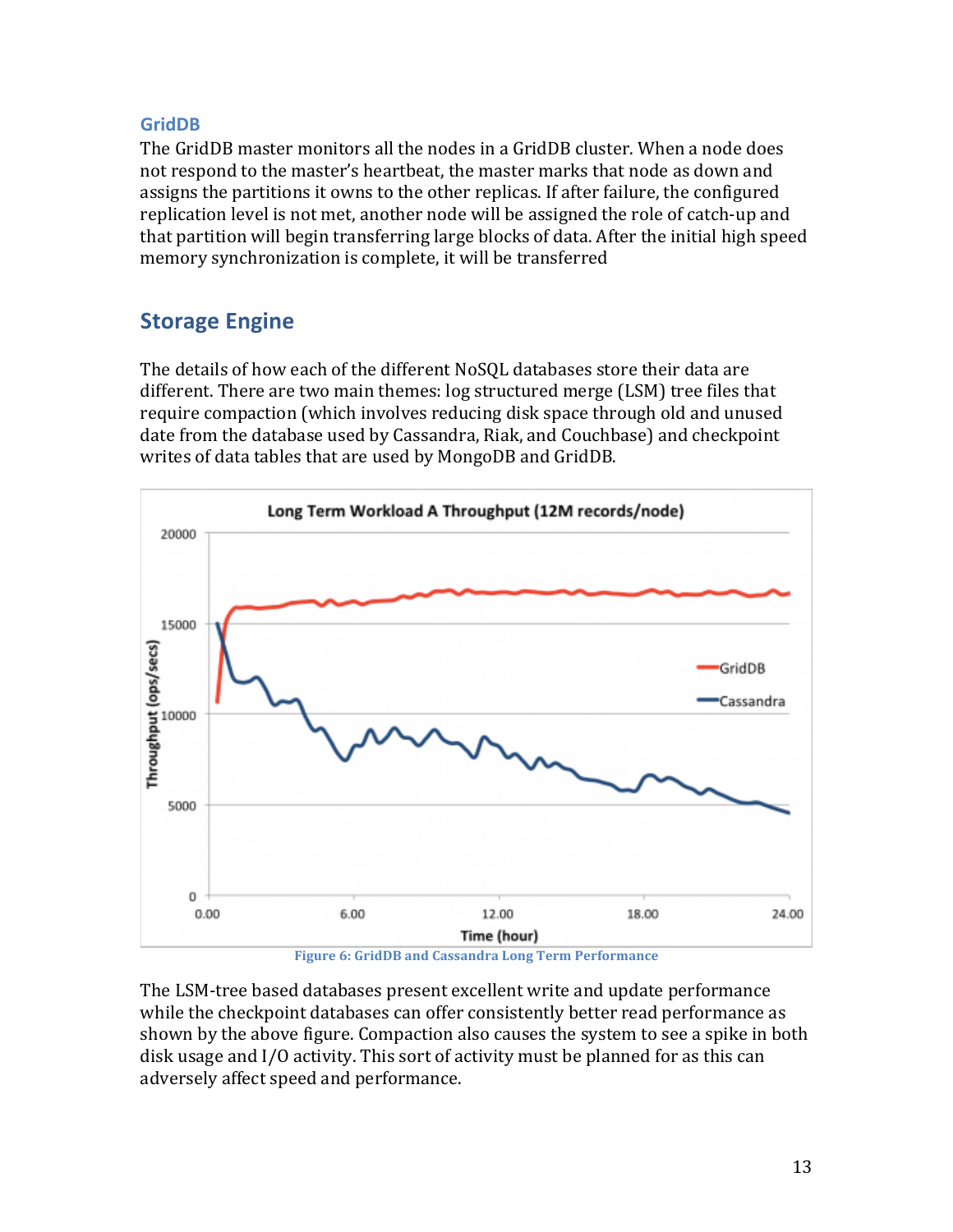### GridDB

The GridDB master monitors all the nodes in a GridDB cluster. When a node does not respond to the master's heartbeat, the master marks that node as down and assigns the partitions it owns to the other replicas. If after failure, the configured replication level is not met, another node will be assigned the role of catch-up and that partition will begin transferring large blocks of data. After the initial high speed memory synchronization is complete, it will be transferred

## Storage Engine

The details of how each of the different NoSQL databases store their data are different. There are two main themes: log structured merge (LSM) tree files that require compaction (which involves reducing disk space through old and unused date from the database used by Cassandra, Riak, and Couchbase) and checkpoint writes of data tables that are used by MongoDB and GridDB.

Figure 6: GridDB and Cassandra Long Term Performance

The LSM-tree based databases present excellent write and update performance while the checkpoint databases can offer consistently better read performance as shown by the above figure. Compaction also causes the system to see a spike in both disk usage and I/O activity. This sort of activity must be planned for as this can adversely affect speed and performance.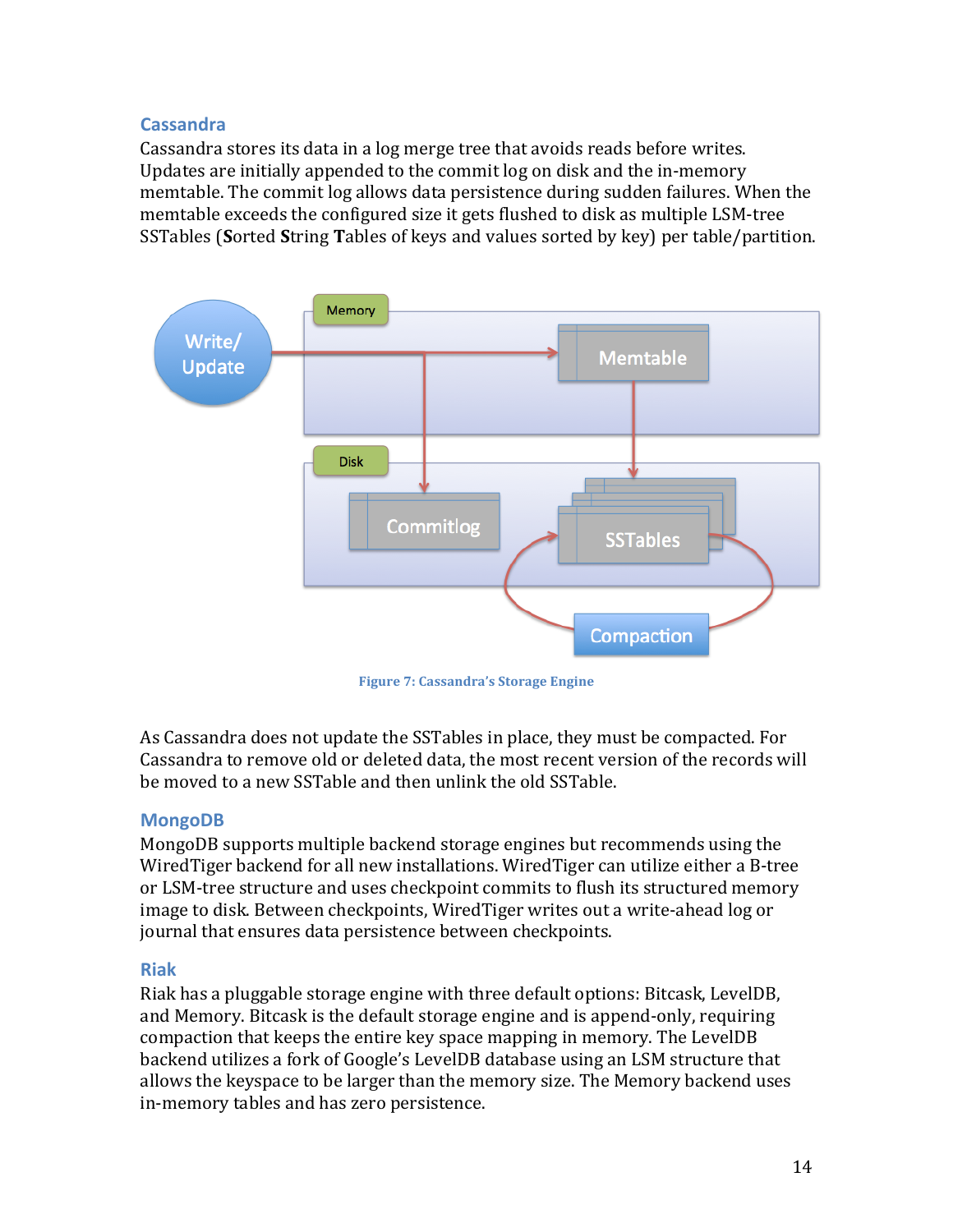### Cassandra

Cassandra stores its data in a log merge tree that avoids reads before writes. Updates are initially appended to the commit log on disk and the in-memory memtable. The commit log allows data persistence during sudden failures. When the memtable exceeds the configured size it gets flushed to disk as multiple LSM-tree SSTables (**S**orted **S**tring **T**ables of keys and values sorted by key) per table/partition.

Figure 7: Cassandra's Storage Engine

As Cassandra does not update the SSTables in place, they must be compacted. For Cassandra to remove old or deleted data, the most recent version of the records will be moved to a new SSTable and then unlink the old SSTable.

### MongoDB

MongoDB supports multiple backend storage engines but recommends using the WiredTiger backend for all new installations. WiredTiger can utilize either a B-tree or LSM-tree structure and uses checkpoint commits to flush its structured memory image to disk. Between checkpoints, WiredTiger writes out a write-ahead log or journal that ensures data persistence between checkpoints.

### Riak

Riak has a pluggable storage engine with three default options: Bitcask, LevelDB, and Memory. Bitcask is the default storage engine and is append-only, requiring compaction that keeps the entire key space mapping in memory. The LevelDB backend utilizes a fork of Google's LevelDB database using an LSM structure that allows the keyspace to be larger than the memory size. The Memory backend uses in-memory tables and has zero persistence.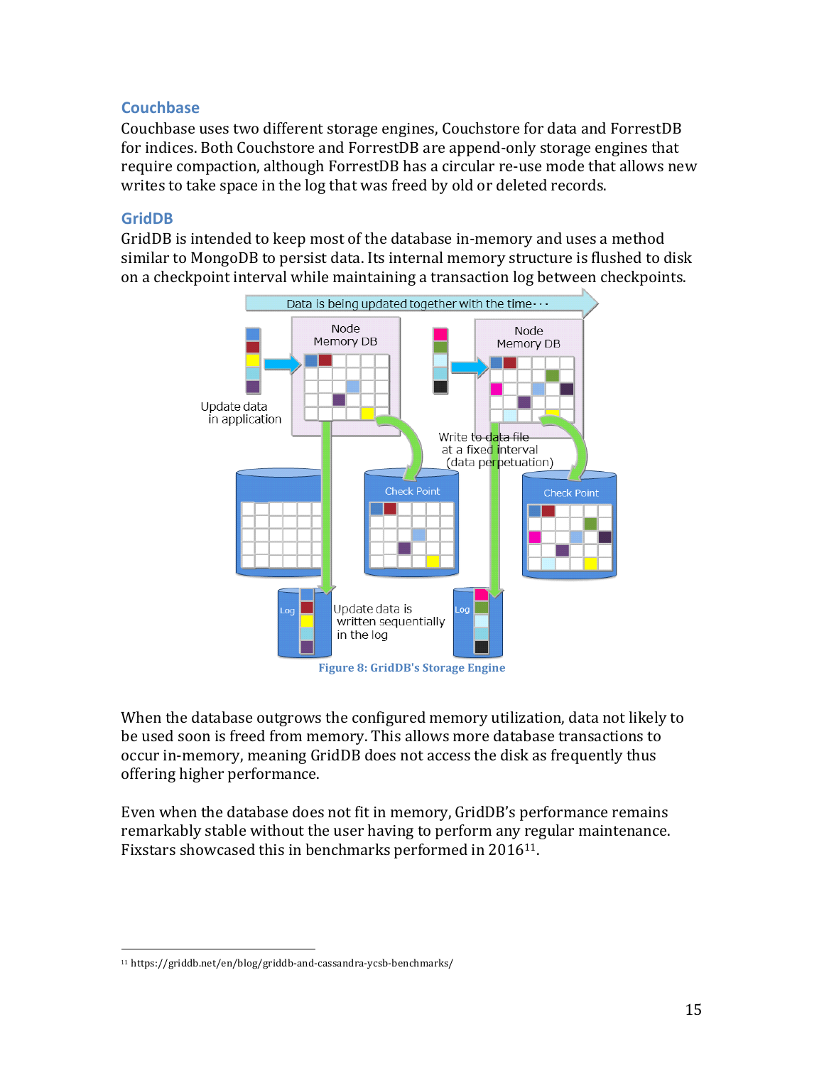### Couchbase

Couchbase uses two different storage engines, Couchstore for data and ForrestDB for indices. Both Couchstore and ForrestDB are append-only storage engines that require compaction, although ForrestDB has a circular re-use mode that allows new writes to take space in the log that was freed by old or deleted records.

### GridDB

GridDB is intended to keep most of the database in-memory and uses a method similar to MongoDB to persist data. Its internal memory structure is flushed to disk on a checkpoint interval while maintaining a transaction log between checkpoints.

Figure 8: GridDB's Storage Engine

When the database outgrows the configured memory utilization, data not likely to be used soon is freed from memory. This allows more database transactions to occur in-memory, meaning GridDB does not access the disk as frequently thus offering higher performance.

Even when the database does not fit in memory, GridDB's performance remains remarkably stable without the user having to perform any regular maintenance. Fixstars showcased this in benchmarks performed in 2016[11].

[11] https://griddb.net/en/blog/griddb-and-cassandra-ycsb-benchmarks/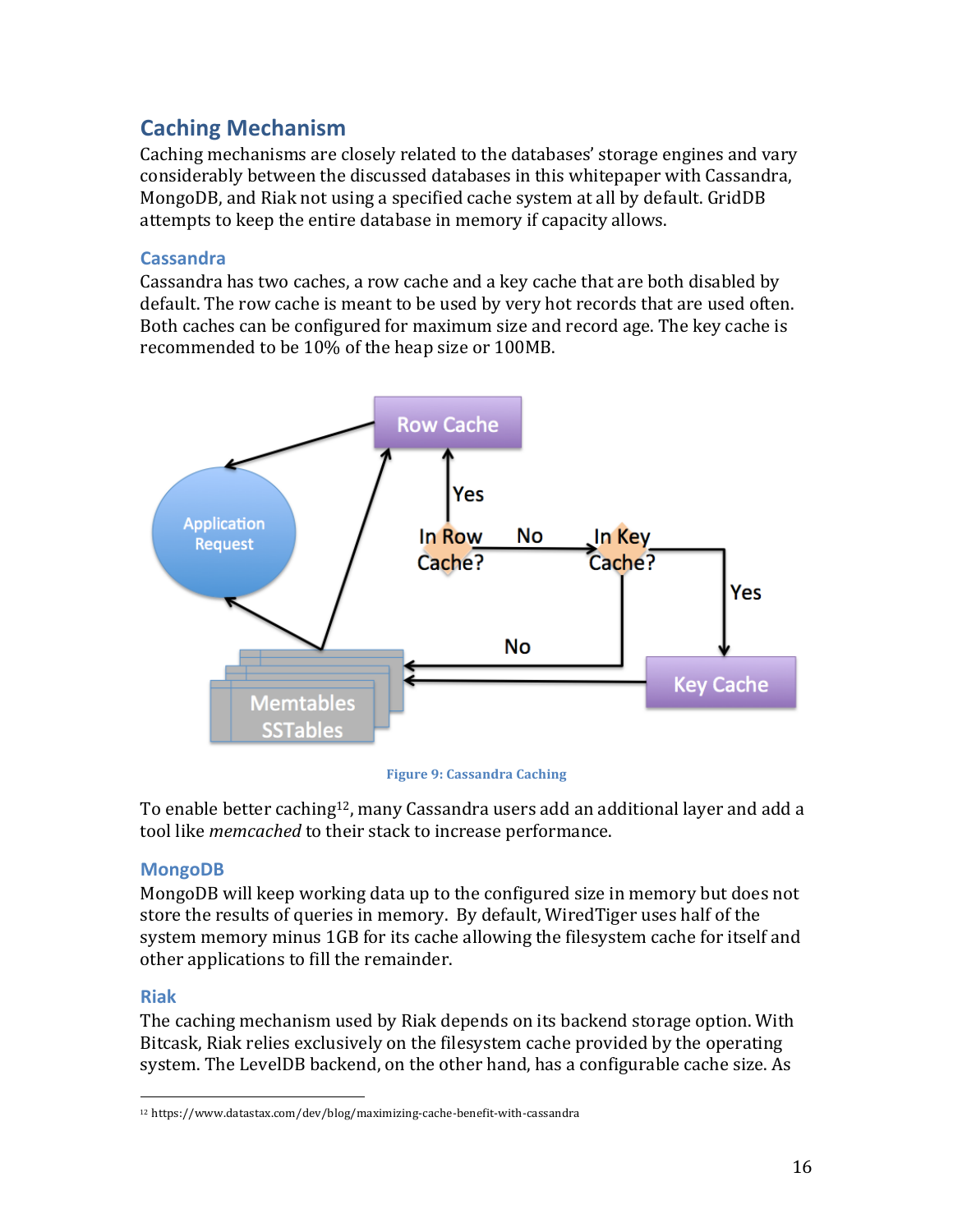## Caching Mechanism

Caching mechanisms are closely related to the databases' storage engines and vary considerably between the discussed databases in this whitepaper with Cassandra, MongoDB, and Riak not using a specified cache system at all by default. GridDB attempts to keep the entire database in memory if capacity allows.

### Cassandra

Cassandra has two caches, a row cache and a key cache that are both disabled by default. The row cache is meant to be used by very hot records that are used often. Both caches can be configured for maximum size and record age. The key cache is recommended to be 10% of the heap size or 100MB.

Figure 9: Cassandra Caching

To enable better caching[12], many Cassandra users add an additional layer and add a tool like *memcached* to their stack to increase performance.

### MongoDB

MongoDB will keep working data up to the configured size in memory but does not store the results of queries in memory. By default, WiredTiger uses half of the system memory minus 1GB for its cache allowing the filesystem cache for itself and other applications to fill the remainder.

### Riak

The caching mechanism used by Riak depends on its backend storage option. With Bitcask, Riak relies exclusively on the filesystem cache provided by the operating system. The LevelDB backend, on the other hand, has a configurable cache size. As

[12] https://www.datastax.com/dev/blog/maximizing-cache-benefit-with-cassandra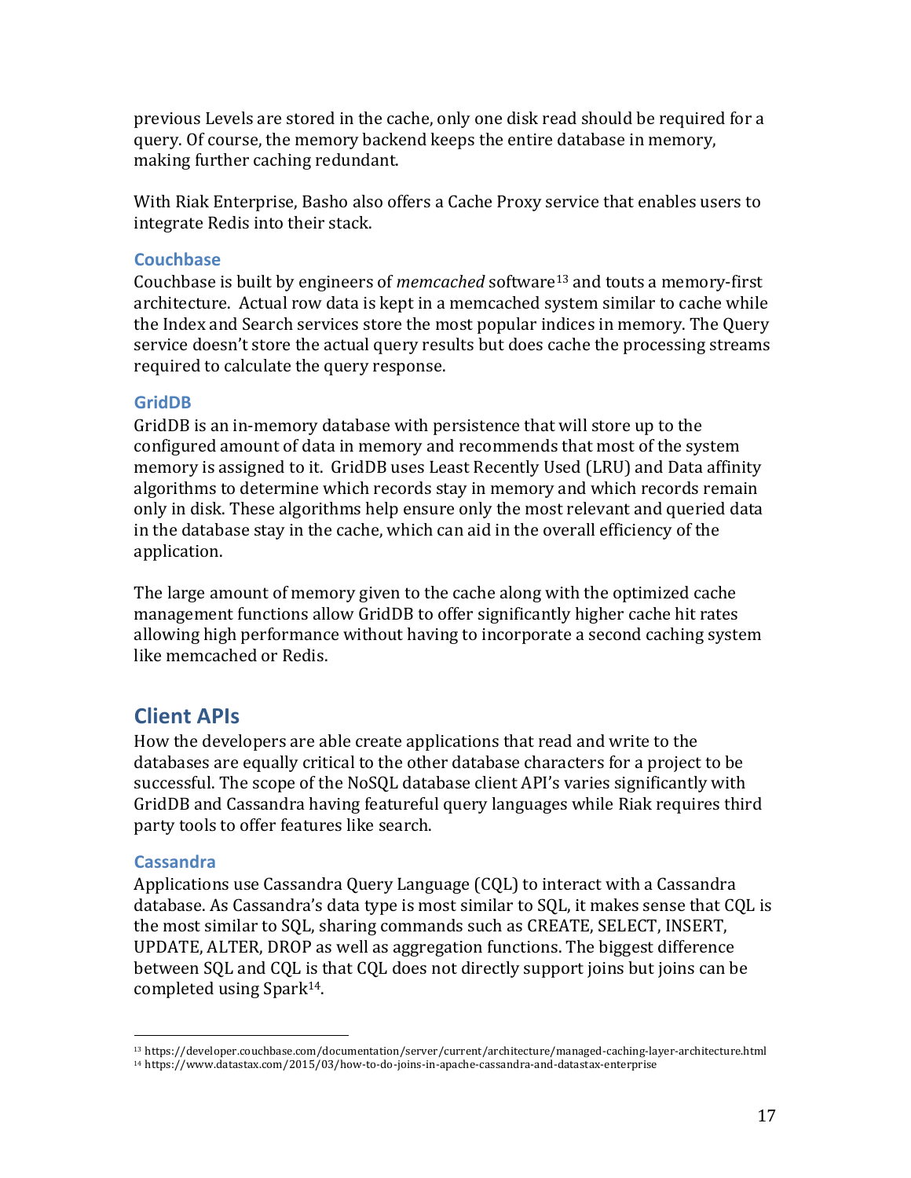previous Levels are stored in the cache, only one disk read should be required for a query. Of course, the memory backend keeps the entire database in memory, making further caching redundant.

With Riak Enterprise, Basho also offers a Cache Proxy service that enables users to integrate Redis into their stack.

### Couchbase

Couchbase is built by engineers of *memcached* software[13] and touts a memory-first architecture. Actual row data is kept in a memcached system similar to cache while the Index and Search services store the most popular indices in memory. The Query service doesn't store the actual query results but does cache the processing streams required to calculate the query response.

### GridDB

GridDB is an in-memory database with persistence that will store up to the configured amount of data in memory and recommends that most of the system memory is assigned to it. GridDB uses Least Recently Used (LRU) and Data affinity algorithms to determine which records stay in memory and which records remain only in disk. These algorithms help ensure only the most relevant and queried data in the database stay in the cache, which can aid in the overall efficiency of the application.

The large amount of memory given to the cache along with the optimized cache management functions allow GridDB to offer significantly higher cache hit rates allowing high performance without having to incorporate a second caching system like memcached or Redis.

## Client APIs

How the developers are able create applications that read and write to the databases are equally critical to the other database characters for a project to be successful. The scope of the NoSQL database client API's varies significantly with GridDB and Cassandra having featureful query languages while Riak requires third party tools to offer features like search.

### Cassandra

Applications use Cassandra Query Language (CQL) to interact with a Cassandra database. As Cassandra's data type is most similar to SQL, it makes sense that CQL is the most similar to SQL, sharing commands such as CREATE, SELECT, INSERT, UPDATE, ALTER, DROP as well as aggregation functions. The biggest difference between SQL and CQL is that CQL does not directly support joins but joins can be completed using Spark[14].

---

[13] https://developer.couchbase.com/documentation/server/current/architecture/managed-caching-layer-architecture.html

[14] https://www.datastax.com/2015/03/how-to-do-joins-in-apache-cassandra-and-datastax-enterprise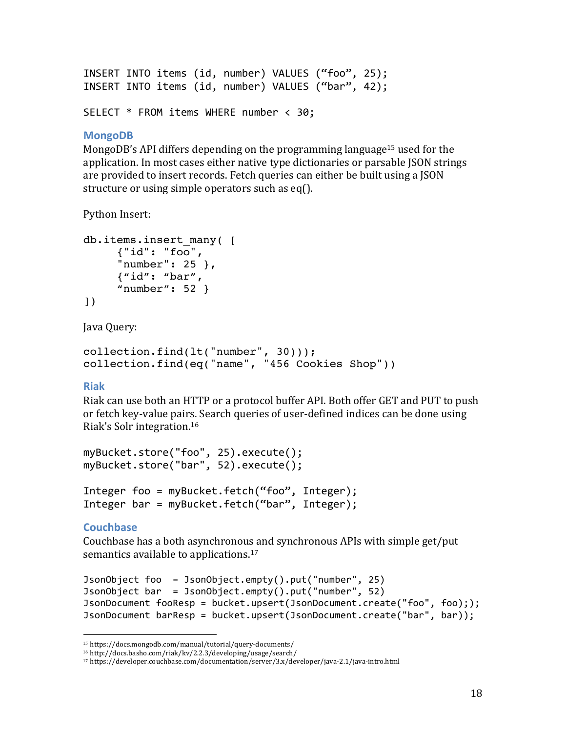```
INSERT INTO items (id, number) VALUES (“foo”, 25);
INSERT INTO items (id, number) VALUES (“bar”, 42);

SELECT * FROM items WHERE number < 30;
```

### MongoDB

MongoDB’s API differs depending on the programming language[15] used for the application. In most cases either native type dictionaries or parsable JSON strings are provided to insert records. Fetch queries can either be built using a JSON structure or using simple operators such as eq().

Python Insert:

```
db.items.insert_many( [
     {"id": "foo",
     "number": 25 },
     {“id”: “bar”,
     “number”: 52 }
])
```

Java Query:

```
collection.find(lt("number", 30)));
collection.find(eq("name", "456 Cookies Shop"))
```

### Riak

Riak can use both an HTTP or a protocol buffer API. Both offer GET and PUT to push or fetch key-value pairs. Search queries of user-defined indices can be done using Riak’s Solr integration.[16]

```
myBucket.store("foo", 25).execute();
myBucket.store("bar", 52).execute();

Integer foo = myBucket.fetch(“foo”, Integer);
Integer bar = myBucket.fetch(“bar”, Integer);
```

### Couchbase

Couchbase has a both asynchronous and synchronous APIs with simple get/put semantics available to applications.[17]

```
JsonObject foo  = JsonObject.empty().put("number", 25)
JsonObject bar  = JsonObject.empty().put("number", 52)
JsonDocument fooResp = bucket.upsert(JsonDocument.create("foo", foo););
JsonDocument barResp = bucket.upsert(JsonDocument.create("bar", bar));
```

---

[15] https://docs.mongodb.com/manual/tutorial/query-documents/
[16] http://docs.basho.com/riak/kv/2.2.3/developing/usage/search/
[17] https://developer.couchbase.com/documentation/server/3.x/developer/java-2.1/java-intro.html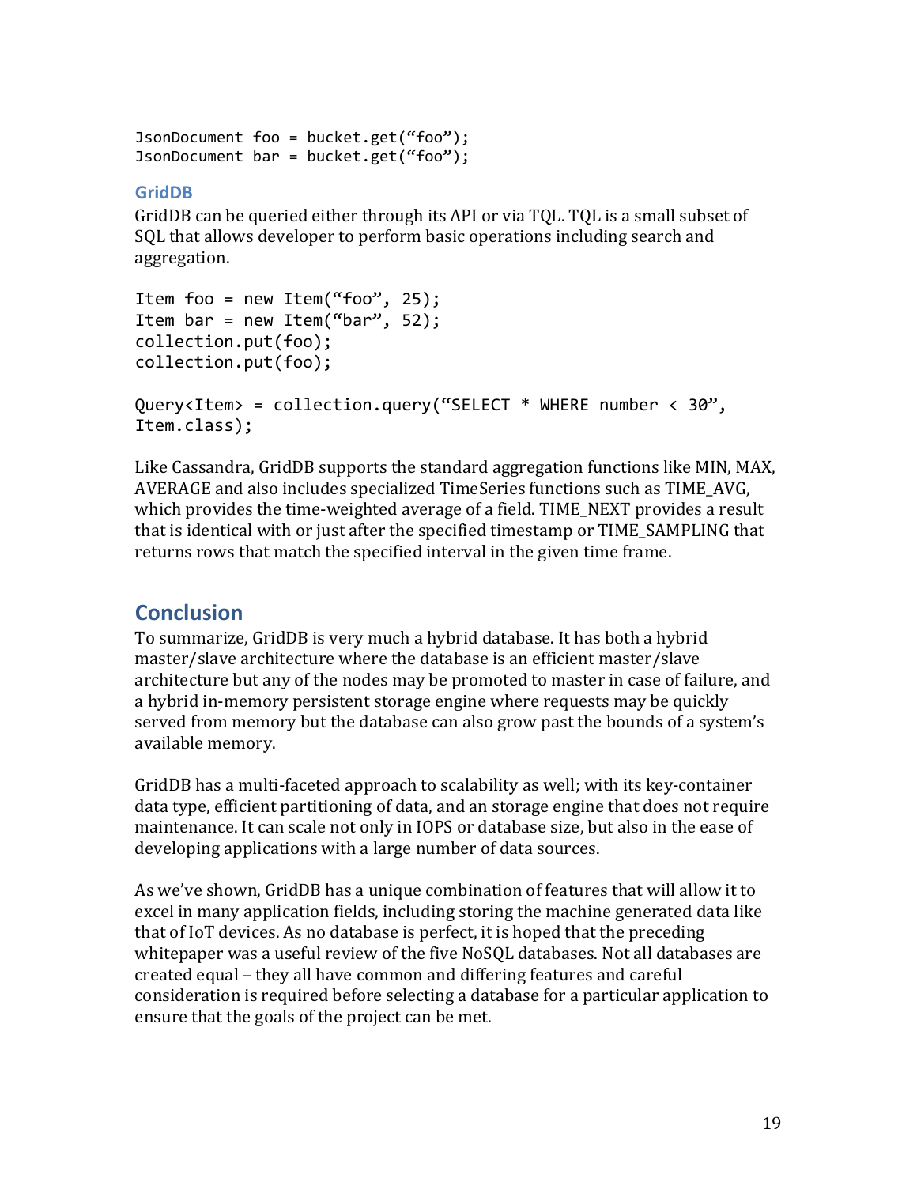```
JsonDocument foo = bucket.get("foo");
JsonDocument bar = bucket.get("foo");
```

### GridDB

GridDB can be queried either through its API or via TQL. TQL is a small subset of SQL that allows developer to perform basic operations including search and aggregation.

```
Item foo = new Item("foo", 25);
Item bar = new Item("bar", 52);
collection.put(foo);
collection.put(foo);

Query<Item> = collection.query("SELECT * WHERE number < 30",
Item.class);
```

Like Cassandra, GridDB supports the standard aggregation functions like MIN, MAX, AVERAGE and also includes specialized TimeSeries functions such as TIME_AVG, which provides the time-weighted average of a field. TIME_NEXT provides a result that is identical with or just after the specified timestamp or TIME_SAMPLING that returns rows that match the specified interval in the given time frame.

## Conclusion

To summarize, GridDB is very much a hybrid database. It has both a hybrid master/slave architecture where the database is an efficient master/slave architecture but any of the nodes may be promoted to master in case of failure, and a hybrid in-memory persistent storage engine where requests may be quickly served from memory but the database can also grow past the bounds of a system's available memory.

GridDB has a multi-faceted approach to scalability as well; with its key-container data type, efficient partitioning of data, and an storage engine that does not require maintenance. It can scale not only in IOPS or database size, but also in the ease of developing applications with a large number of data sources.

As we've shown, GridDB has a unique combination of features that will allow it to excel in many application fields, including storing the machine generated data like that of IoT devices. As no database is perfect, it is hoped that the preceding whitepaper was a useful review of the five NoSQL databases. Not all databases are created equal – they all have common and differing features and careful consideration is required before selecting a database for a particular application to ensure that the goals of the project can be met.